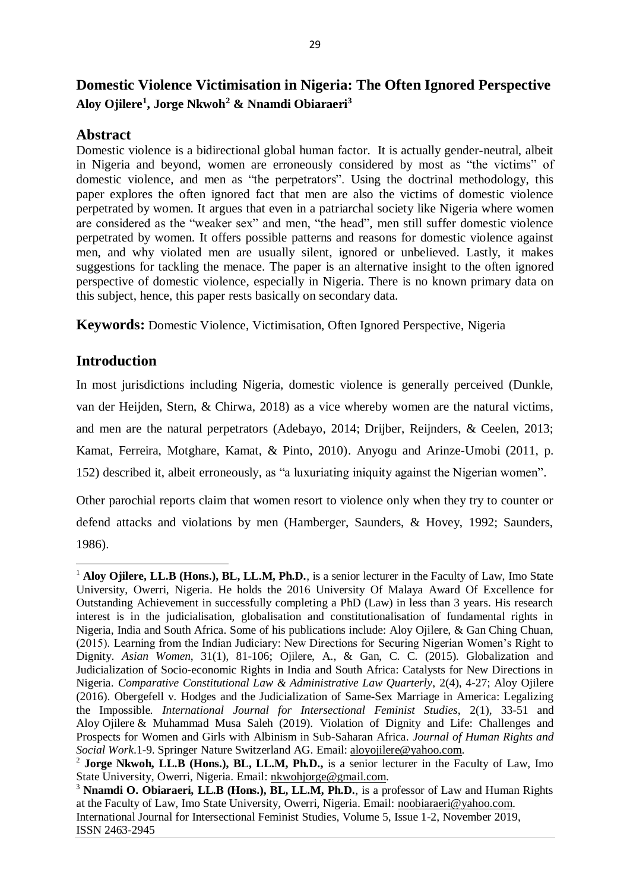# Domestic Violence Victimisation in Nigeria: The Often Ignored Perspective

**Aloy Ojilere[1], Jorge Nkwoh[2] & Nnamdi Obiaraeri[3]**

## Abstract

Domestic violence is a bidirectional global human factor. It is actually gender-neutral, albeit in Nigeria and beyond, women are erroneously considered by most as "the victims" of domestic violence, and men as "the perpetrators". Using the doctrinal methodology, this paper explores the often ignored fact that men are also the victims of domestic violence perpetrated by women. It argues that even in a patriarchal society like Nigeria where women are considered as the "weaker sex" and men, "the head", men still suffer domestic violence perpetrated by women. It offers possible patterns and reasons for domestic violence against men, and why violated men are usually silent, ignored or unbelieved. Lastly, it makes suggestions for tackling the menace. The paper is an alternative insight to the often ignored perspective of domestic violence, especially in Nigeria. There is no known primary data on this subject, hence, this paper rests basically on secondary data.

**Keywords:** Domestic Violence, Victimisation, Often Ignored Perspective, Nigeria

## Introduction

In most jurisdictions including Nigeria, domestic violence is generally perceived (Dunkle, van der Heijden, Stern, & Chirwa, 2018) as a vice whereby women are the natural victims, and men are the natural perpetrators (Adebayo, 2014; Drijber, Reijnders, & Ceelen, 2013; Kamat, Ferreira, Motghare, Kamat, & Pinto, 2010). Anyogu and Arinze-Umobi (2011, p. 152) described it, albeit erroneously, as "a luxuriating iniquity against the Nigerian women".

Other parochial reports claim that women resort to violence only when they try to counter or defend attacks and violations by men (Hamberger, Saunders, & Hovey, 1992; Saunders, 1986).

---

[1] **Aloy Ojilere, LL.B (Hons.), BL, LL.M, Ph.D.**, is a senior lecturer in the Faculty of Law, Imo State University, Owerri, Nigeria. He holds the 2016 University Of Malaya Award Of Excellence for Outstanding Achievement in successfully completing a PhD (Law) in less than 3 years. His research interest is in the judicialisation, globalisation and constitutionalisation of fundamental rights in Nigeria, India and South Africa. Some of his publications include: Aloy Ojilere, & Gan Ching Chuan, (2015). Learning from the Indian Judiciary: New Directions for Securing Nigerian Women's Right to Dignity. *Asian Women*, 31(1), 81-106; Ojilere, A., & Gan, C. C. (2015). Globalization and Judicialization of Socio-economic Rights in India and South Africa: Catalysts for New Directions in Nigeria. *Comparative Constitutional Law & Administrative Law Quarterly*, 2(4), 4-27; Aloy Ojilere (2016). Obergefell v. Hodges and the Judicialization of Same-Sex Marriage in America: Legalizing the Impossible. *International Journal for Intersectional Feminist Studies*, 2(1), 33-51 and Aloy Ojilere & Muhammad Musa Saleh (2019). Violation of Dignity and Life: Challenges and Prospects for Women and Girls with Albinism in Sub-Saharan Africa. *Journal of Human Rights and Social Work*.1-9. Springer Nature Switzerland AG. Email: aloyojilere@yahoo.com.

[2] **Jorge Nkwoh, LL.B (Hons.), BL, LL.M, Ph.D.,** is a senior lecturer in the Faculty of Law, Imo State University, Owerri, Nigeria. Email: nkwohjorge@gmail.com.

[3] **Nnamdi O. Obiaraeri, LL.B (Hons.), BL, LL.M, Ph.D.**, is a professor of Law and Human Rights at the Faculty of Law, Imo State University, Owerri, Nigeria. Email: noobiaraeri@yahoo.com.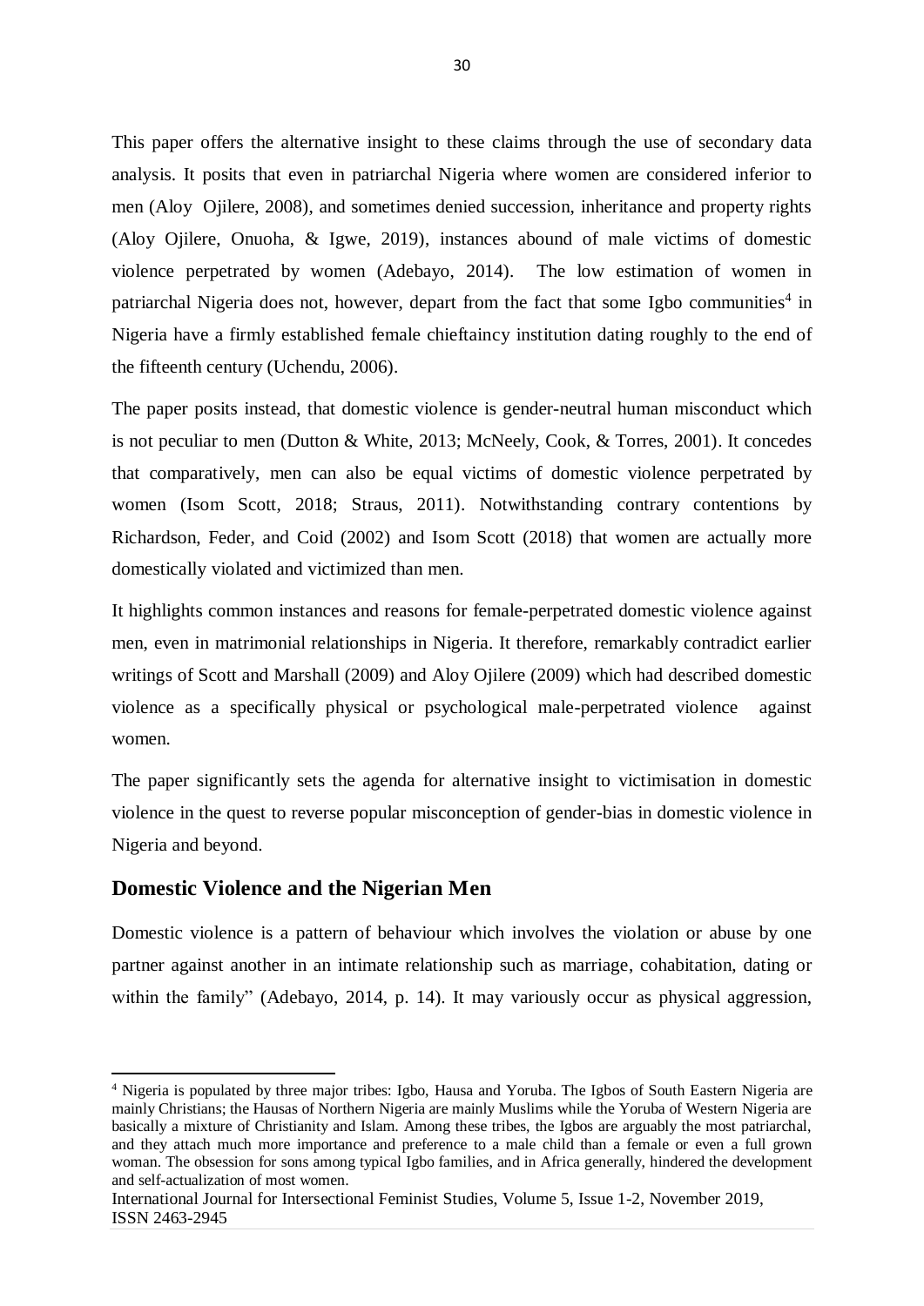This paper offers the alternative insight to these claims through the use of secondary data analysis. It posits that even in patriarchal Nigeria where women are considered inferior to men (Aloy Ojilere, 2008), and sometimes denied succession, inheritance and property rights (Aloy Ojilere, Onuoha, & Igwe, 2019), instances abound of male victims of domestic violence perpetrated by women (Adebayo, 2014). The low estimation of women in patriarchal Nigeria does not, however, depart from the fact that some Igbo communities[4] in Nigeria have a firmly established female chieftaincy institution dating roughly to the end of the fifteenth century (Uchendu, 2006).

The paper posits instead, that domestic violence is gender-neutral human misconduct which is not peculiar to men (Dutton & White, 2013; McNeely, Cook, & Torres, 2001). It concedes that comparatively, men can also be equal victims of domestic violence perpetrated by women (Isom Scott, 2018; Straus, 2011). Notwithstanding contrary contentions by Richardson, Feder, and Coid (2002) and Isom Scott (2018) that women are actually more domestically violated and victimized than men.

It highlights common instances and reasons for female-perpetrated domestic violence against men, even in matrimonial relationships in Nigeria. It therefore, remarkably contradict earlier writings of Scott and Marshall (2009) and Aloy Ojilere (2009) which had described domestic violence as a specifically physical or psychological male-perpetrated violence against women.

The paper significantly sets the agenda for alternative insight to victimisation in domestic violence in the quest to reverse popular misconception of gender-bias in domestic violence in Nigeria and beyond.

## Domestic Violence and the Nigerian Men

Domestic violence is a pattern of behaviour which involves the violation or abuse by one partner against another in an intimate relationship such as marriage, cohabitation, dating or within the family" (Adebayo, 2014, p. 14). It may variously occur as physical aggression,

---

[4] Nigeria is populated by three major tribes: Igbo, Hausa and Yoruba. The Igbos of South Eastern Nigeria are mainly Christians; the Hausas of Northern Nigeria are mainly Muslims while the Yoruba of Western Nigeria are basically a mixture of Christianity and Islam. Among these tribes, the Igbos are arguably the most patriarchal, and they attach much more importance and preference to a male child than a female or even a full grown woman. The obsession for sons among typical Igbo families, and in Africa generally, hindered the development and self-actualization of most women.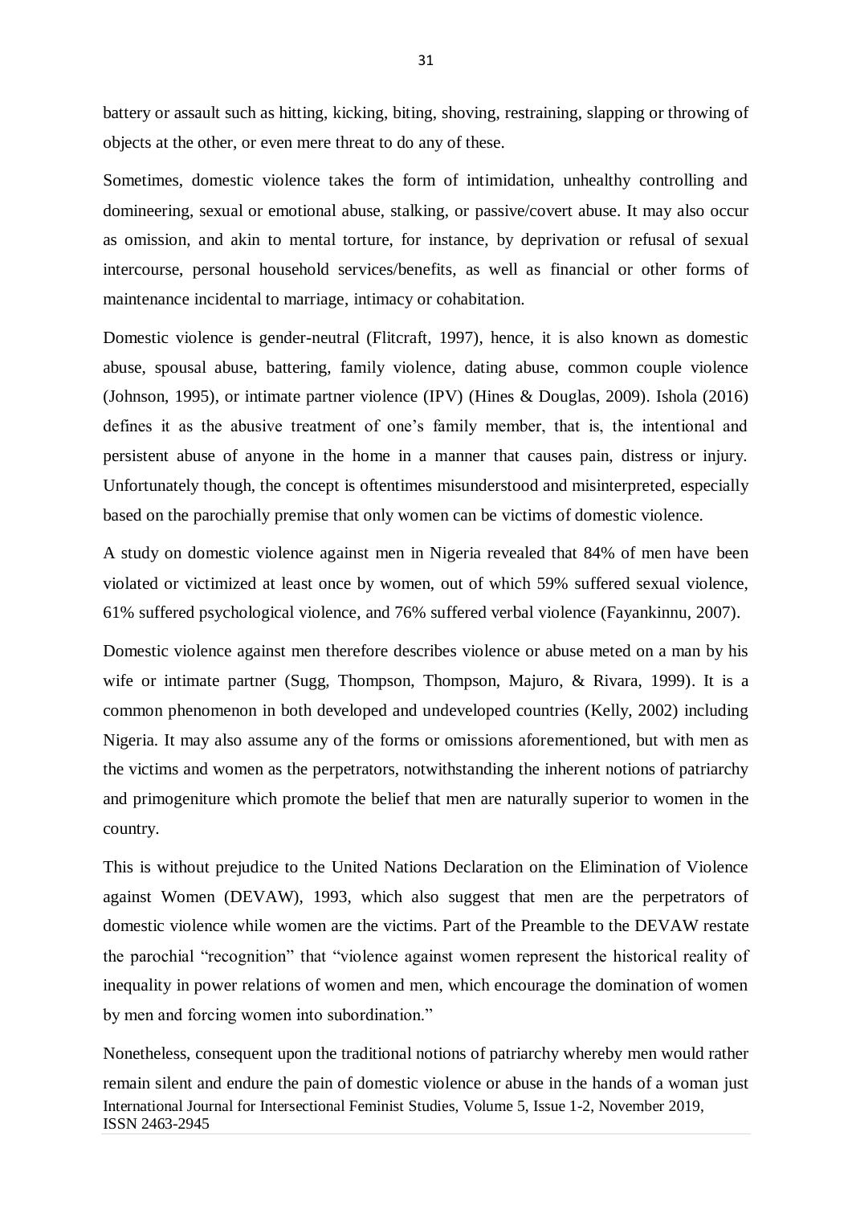battery or assault such as hitting, kicking, biting, shoving, restraining, slapping or throwing of objects at the other, or even mere threat to do any of these.

Sometimes, domestic violence takes the form of intimidation, unhealthy controlling and domineering, sexual or emotional abuse, stalking, or passive/covert abuse. It may also occur as omission, and akin to mental torture, for instance, by deprivation or refusal of sexual intercourse, personal household services/benefits, as well as financial or other forms of maintenance incidental to marriage, intimacy or cohabitation.

Domestic violence is gender-neutral (Flitcraft, 1997), hence, it is also known as domestic abuse, spousal abuse, battering, family violence, dating abuse, common couple violence (Johnson, 1995), or intimate partner violence (IPV) (Hines & Douglas, 2009). Ishola (2016) defines it as the abusive treatment of one's family member, that is, the intentional and persistent abuse of anyone in the home in a manner that causes pain, distress or injury. Unfortunately though, the concept is oftentimes misunderstood and misinterpreted, especially based on the parochially premise that only women can be victims of domestic violence.

A study on domestic violence against men in Nigeria revealed that 84% of men have been violated or victimized at least once by women, out of which 59% suffered sexual violence, 61% suffered psychological violence, and 76% suffered verbal violence (Fayankinnu, 2007).

Domestic violence against men therefore describes violence or abuse meted on a man by his wife or intimate partner (Sugg, Thompson, Thompson, Majuro, & Rivara, 1999). It is a common phenomenon in both developed and undeveloped countries (Kelly, 2002) including Nigeria. It may also assume any of the forms or omissions aforementioned, but with men as the victims and women as the perpetrators, notwithstanding the inherent notions of patriarchy and primogeniture which promote the belief that men are naturally superior to women in the country.

This is without prejudice to the United Nations Declaration on the Elimination of Violence against Women (DEVAW), 1993, which also suggest that men are the perpetrators of domestic violence while women are the victims. Part of the Preamble to the DEVAW restate the parochial "recognition" that "violence against women represent the historical reality of inequality in power relations of women and men, which encourage the domination of women by men and forcing women into subordination."

Nonetheless, consequent upon the traditional notions of patriarchy whereby men would rather remain silent and endure the pain of domestic violence or abuse in the hands of a woman just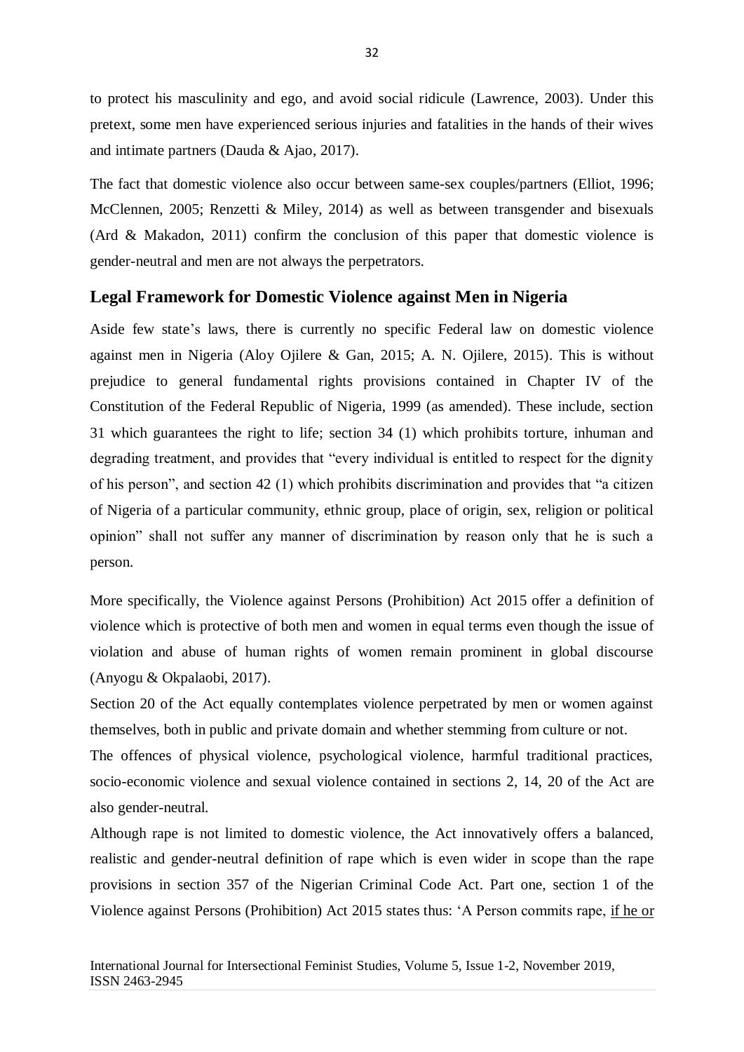to protect his masculinity and ego, and avoid social ridicule (Lawrence, 2003). Under this pretext, some men have experienced serious injuries and fatalities in the hands of their wives and intimate partners (Dauda & Ajao, 2017).

The fact that domestic violence also occur between same-sex couples/partners (Elliot, 1996; McClennen, 2005; Renzetti & Miley, 2014) as well as between transgender and bisexuals (Ard & Makadon, 2011) confirm the conclusion of this paper that domestic violence is gender-neutral and men are not always the perpetrators.

## Legal Framework for Domestic Violence against Men in Nigeria

Aside few state's laws, there is currently no specific Federal law on domestic violence against men in Nigeria (Aloy Ojilere & Gan, 2015; A. N. Ojilere, 2015). This is without prejudice to general fundamental rights provisions contained in Chapter IV of the Constitution of the Federal Republic of Nigeria, 1999 (as amended). These include, section 31 which guarantees the right to life; section 34 (1) which prohibits torture, inhuman and degrading treatment, and provides that "every individual is entitled to respect for the dignity of his person", and section 42 (1) which prohibits discrimination and provides that "a citizen of Nigeria of a particular community, ethnic group, place of origin, sex, religion or political opinion" shall not suffer any manner of discrimination by reason only that he is such a person.

More specifically, the Violence against Persons (Prohibition) Act 2015 offer a definition of violence which is protective of both men and women in equal terms even though the issue of violation and abuse of human rights of women remain prominent in global discourse (Anyogu & Okpalaobi, 2017).

Section 20 of the Act equally contemplates violence perpetrated by men or women against themselves, both in public and private domain and whether stemming from culture or not.

The offences of physical violence, psychological violence, harmful traditional practices, socio-economic violence and sexual violence contained in sections 2, 14, 20 of the Act are also gender-neutral.

Although rape is not limited to domestic violence, the Act innovatively offers a balanced, realistic and gender-neutral definition of rape which is even wider in scope than the rape provisions in section 357 of the Nigerian Criminal Code Act. Part one, section 1 of the Violence against Persons (Prohibition) Act 2015 states thus: 'A Person commits rape, <u>if he or</u>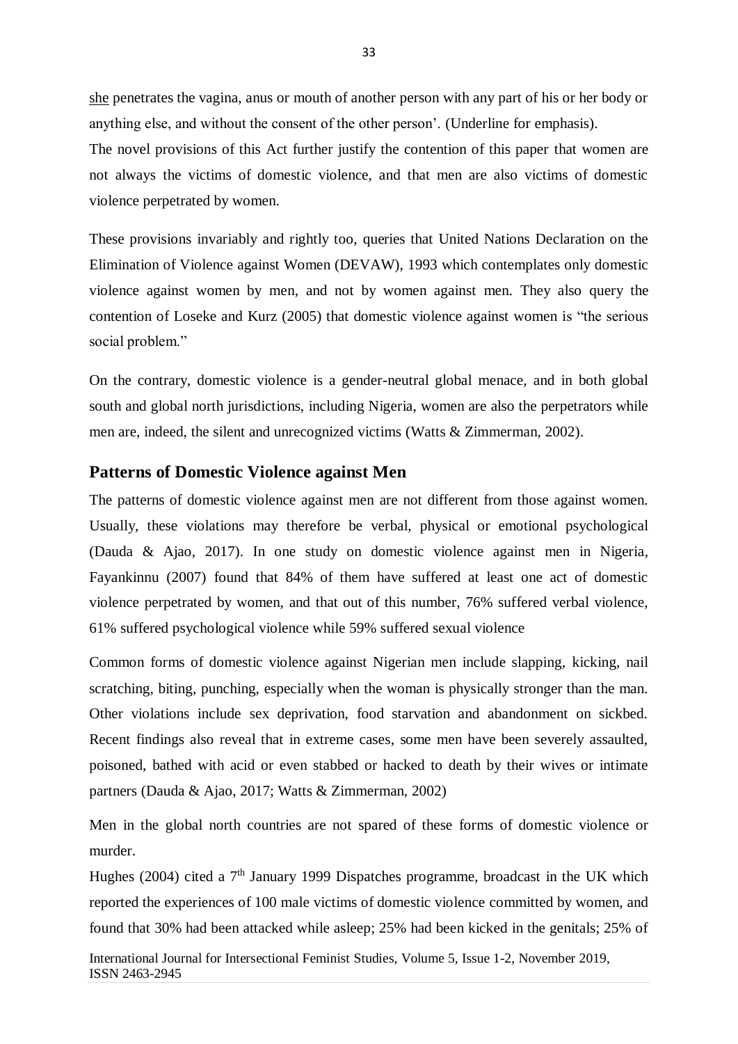she penetrates the vagina, anus or mouth of another person with any part of his or her body or anything else, and without the consent of the other person'. (Underline for emphasis).

The novel provisions of this Act further justify the contention of this paper that women are not always the victims of domestic violence, and that men are also victims of domestic violence perpetrated by women.

These provisions invariably and rightly too, queries that United Nations Declaration on the Elimination of Violence against Women (DEVAW), 1993 which contemplates only domestic violence against women by men, and not by women against men. They also query the contention of Loseke and Kurz (2005) that domestic violence against women is "the serious social problem."

On the contrary, domestic violence is a gender-neutral global menace, and in both global south and global north jurisdictions, including Nigeria, women are also the perpetrators while men are, indeed, the silent and unrecognized victims (Watts & Zimmerman, 2002).

## Patterns of Domestic Violence against Men

The patterns of domestic violence against men are not different from those against women. Usually, these violations may therefore be verbal, physical or emotional psychological (Dauda & Ajao, 2017). In one study on domestic violence against men in Nigeria, Fayankinnu (2007) found that 84% of them have suffered at least one act of domestic violence perpetrated by women, and that out of this number, 76% suffered verbal violence, 61% suffered psychological violence while 59% suffered sexual violence

Common forms of domestic violence against Nigerian men include slapping, kicking, nail scratching, biting, punching, especially when the woman is physically stronger than the man. Other violations include sex deprivation, food starvation and abandonment on sickbed. Recent findings also reveal that in extreme cases, some men have been severely assaulted, poisoned, bathed with acid or even stabbed or hacked to death by their wives or intimate partners (Dauda & Ajao, 2017; Watts & Zimmerman, 2002)

Men in the global north countries are not spared of these forms of domestic violence or murder.

Hughes (2004) cited a 7th January 1999 Dispatches programme, broadcast in the UK which reported the experiences of 100 male victims of domestic violence committed by women, and found that 30% had been attacked while asleep; 25% had been kicked in the genitals; 25% of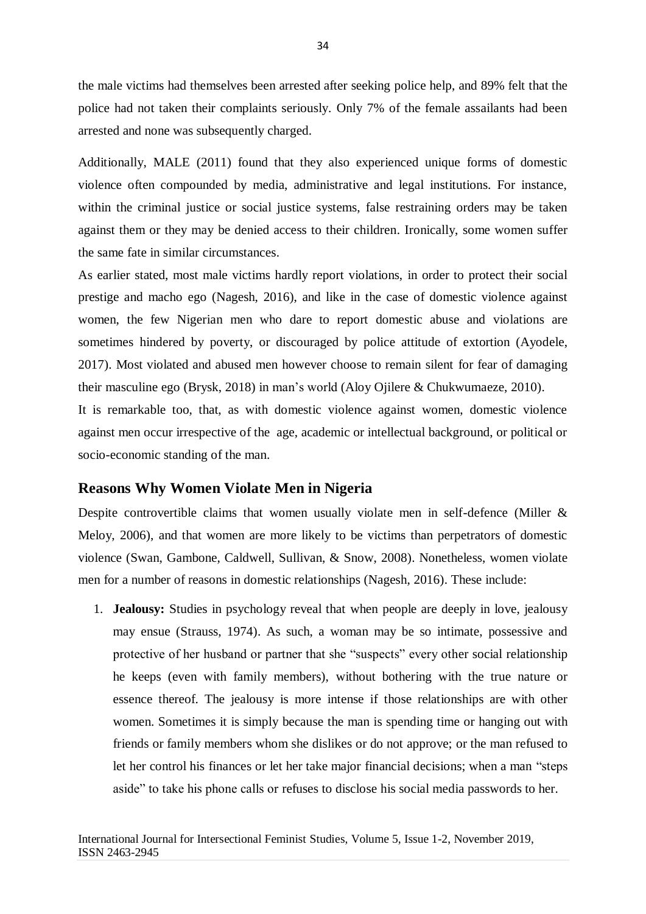the male victims had themselves been arrested after seeking police help, and 89% felt that the police had not taken their complaints seriously. Only 7% of the female assailants had been arrested and none was subsequently charged.

Additionally, MALE (2011) found that they also experienced unique forms of domestic violence often compounded by media, administrative and legal institutions. For instance, within the criminal justice or social justice systems, false restraining orders may be taken against them or they may be denied access to their children. Ironically, some women suffer the same fate in similar circumstances.

As earlier stated, most male victims hardly report violations, in order to protect their social prestige and macho ego (Nagesh, 2016), and like in the case of domestic violence against women, the few Nigerian men who dare to report domestic abuse and violations are sometimes hindered by poverty, or discouraged by police attitude of extortion (Ayodele, 2017). Most violated and abused men however choose to remain silent for fear of damaging their masculine ego (Brysk, 2018) in man's world (Aloy Ojilere & Chukwumaeze, 2010).

It is remarkable too, that, as with domestic violence against women, domestic violence against men occur irrespective of the age, academic or intellectual background, or political or socio-economic standing of the man.

## Reasons Why Women Violate Men in Nigeria

Despite controvertible claims that women usually violate men in self-defence (Miller & Meloy, 2006), and that women are more likely to be victims than perpetrators of domestic violence (Swan, Gambone, Caldwell, Sullivan, & Snow, 2008). Nonetheless, women violate men for a number of reasons in domestic relationships (Nagesh, 2016). These include:

1. **Jealousy:** Studies in psychology reveal that when people are deeply in love, jealousy may ensue (Strauss, 1974). As such, a woman may be so intimate, possessive and protective of her husband or partner that she "suspects" every other social relationship he keeps (even with family members), without bothering with the true nature or essence thereof. The jealousy is more intense if those relationships are with other women. Sometimes it is simply because the man is spending time or hanging out with friends or family members whom she dislikes or do not approve; or the man refused to let her control his finances or let her take major financial decisions; when a man "steps aside" to take his phone calls or refuses to disclose his social media passwords to her.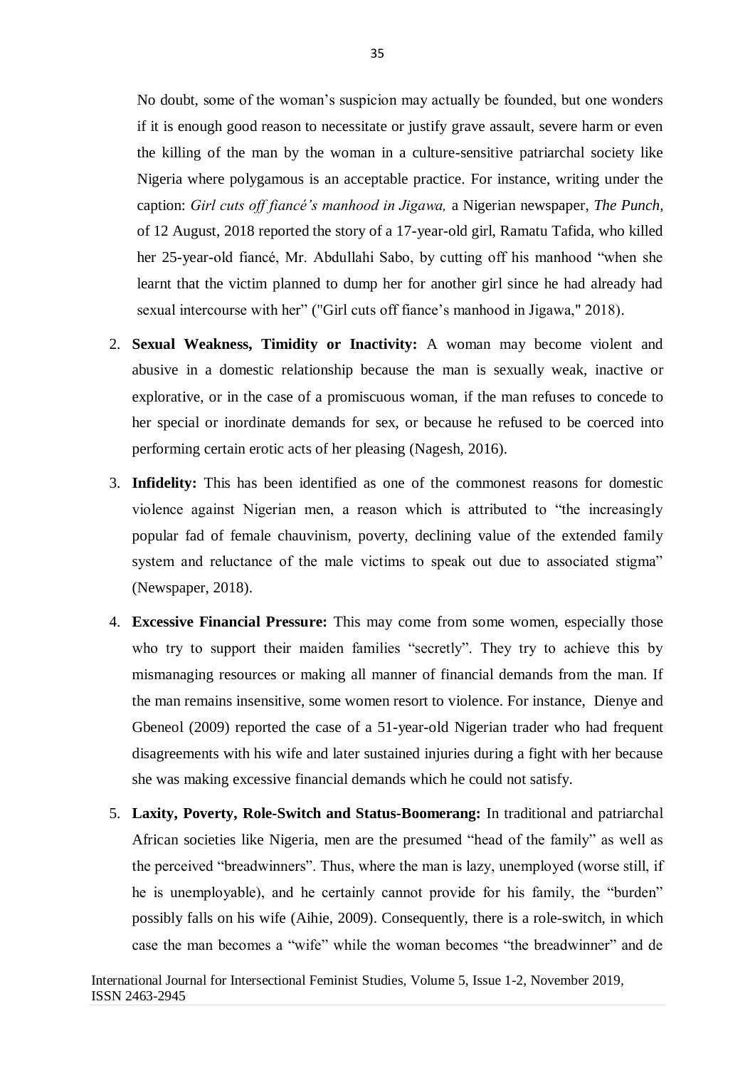No doubt, some of the woman's suspicion may actually be founded, but one wonders if it is enough good reason to necessitate or justify grave assault, severe harm or even the killing of the man by the woman in a culture-sensitive patriarchal society like Nigeria where polygamous is an acceptable practice. For instance, writing under the caption: *Girl cuts off fiancé's manhood in Jigawa,* a Nigerian newspaper, *The Punch*, of 12 August, 2018 reported the story of a 17-year-old girl, Ramatu Tafida, who killed her 25-year-old fiancé, Mr. Abdullahi Sabo, by cutting off his manhood "when she learnt that the victim planned to dump her for another girl since he had already had sexual intercourse with her" ("Girl cuts off fiance's manhood in Jigawa," 2018).

2. **Sexual Weakness, Timidity or Inactivity:** A woman may become violent and abusive in a domestic relationship because the man is sexually weak, inactive or explorative, or in the case of a promiscuous woman, if the man refuses to concede to her special or inordinate demands for sex, or because he refused to be coerced into performing certain erotic acts of her pleasing (Nagesh, 2016).

3. **Infidelity:** This has been identified as one of the commonest reasons for domestic violence against Nigerian men, a reason which is attributed to "the increasingly popular fad of female chauvinism, poverty, declining value of the extended family system and reluctance of the male victims to speak out due to associated stigma" (Newspaper, 2018).

4. **Excessive Financial Pressure:** This may come from some women, especially those who try to support their maiden families "secretly". They try to achieve this by mismanaging resources or making all manner of financial demands from the man. If the man remains insensitive, some women resort to violence. For instance, Dienye and Gbeneol (2009) reported the case of a 51-year-old Nigerian trader who had frequent disagreements with his wife and later sustained injuries during a fight with her because she was making excessive financial demands which he could not satisfy.

5. **Laxity, Poverty, Role-Switch and Status-Boomerang:** In traditional and patriarchal African societies like Nigeria, men are the presumed "head of the family" as well as the perceived "breadwinners". Thus, where the man is lazy, unemployed (worse still, if he is unemployable), and he certainly cannot provide for his family, the "burden" possibly falls on his wife (Aihie, 2009). Consequently, there is a role-switch, in which case the man becomes a "wife" while the woman becomes "the breadwinner" and de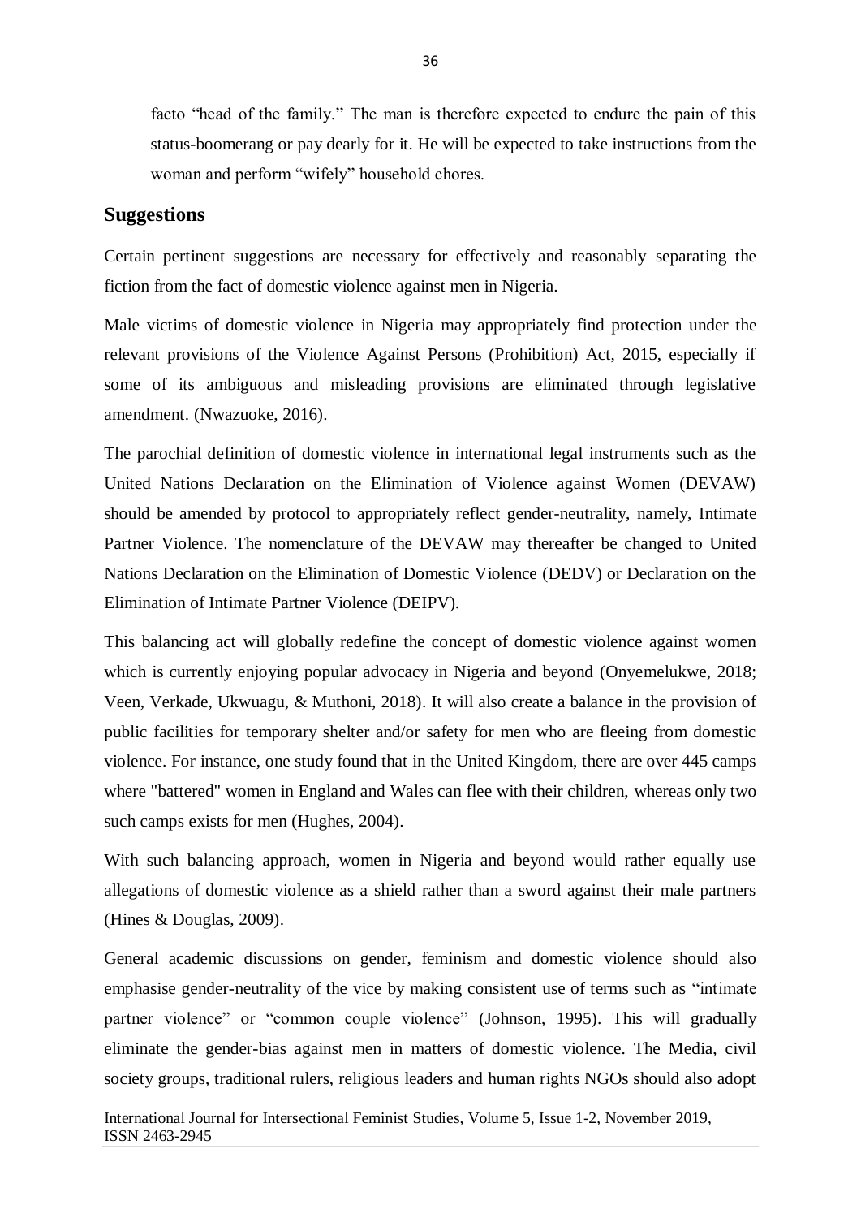facto "head of the family." The man is therefore expected to endure the pain of this status-boomerang or pay dearly for it. He will be expected to take instructions from the woman and perform "wifely" household chores.

## Suggestions

Certain pertinent suggestions are necessary for effectively and reasonably separating the fiction from the fact of domestic violence against men in Nigeria.

Male victims of domestic violence in Nigeria may appropriately find protection under the relevant provisions of the Violence Against Persons (Prohibition) Act, 2015, especially if some of its ambiguous and misleading provisions are eliminated through legislative amendment. (Nwazuoke, 2016).

The parochial definition of domestic violence in international legal instruments such as the United Nations Declaration on the Elimination of Violence against Women (DEVAW) should be amended by protocol to appropriately reflect gender-neutrality, namely, Intimate Partner Violence. The nomenclature of the DEVAW may thereafter be changed to United Nations Declaration on the Elimination of Domestic Violence (DEDV) or Declaration on the Elimination of Intimate Partner Violence (DEIPV).

This balancing act will globally redefine the concept of domestic violence against women which is currently enjoying popular advocacy in Nigeria and beyond (Onyemelukwe, 2018; Veen, Verkade, Ukwuagu, & Muthoni, 2018). It will also create a balance in the provision of public facilities for temporary shelter and/or safety for men who are fleeing from domestic violence. For instance, one study found that in the United Kingdom, there are over 445 camps where "battered" women in England and Wales can flee with their children, whereas only two such camps exists for men (Hughes, 2004).

With such balancing approach, women in Nigeria and beyond would rather equally use allegations of domestic violence as a shield rather than a sword against their male partners (Hines & Douglas, 2009).

General academic discussions on gender, feminism and domestic violence should also emphasise gender-neutrality of the vice by making consistent use of terms such as "intimate partner violence" or "common couple violence" (Johnson, 1995). This will gradually eliminate the gender-bias against men in matters of domestic violence. The Media, civil society groups, traditional rulers, religious leaders and human rights NGOs should also adopt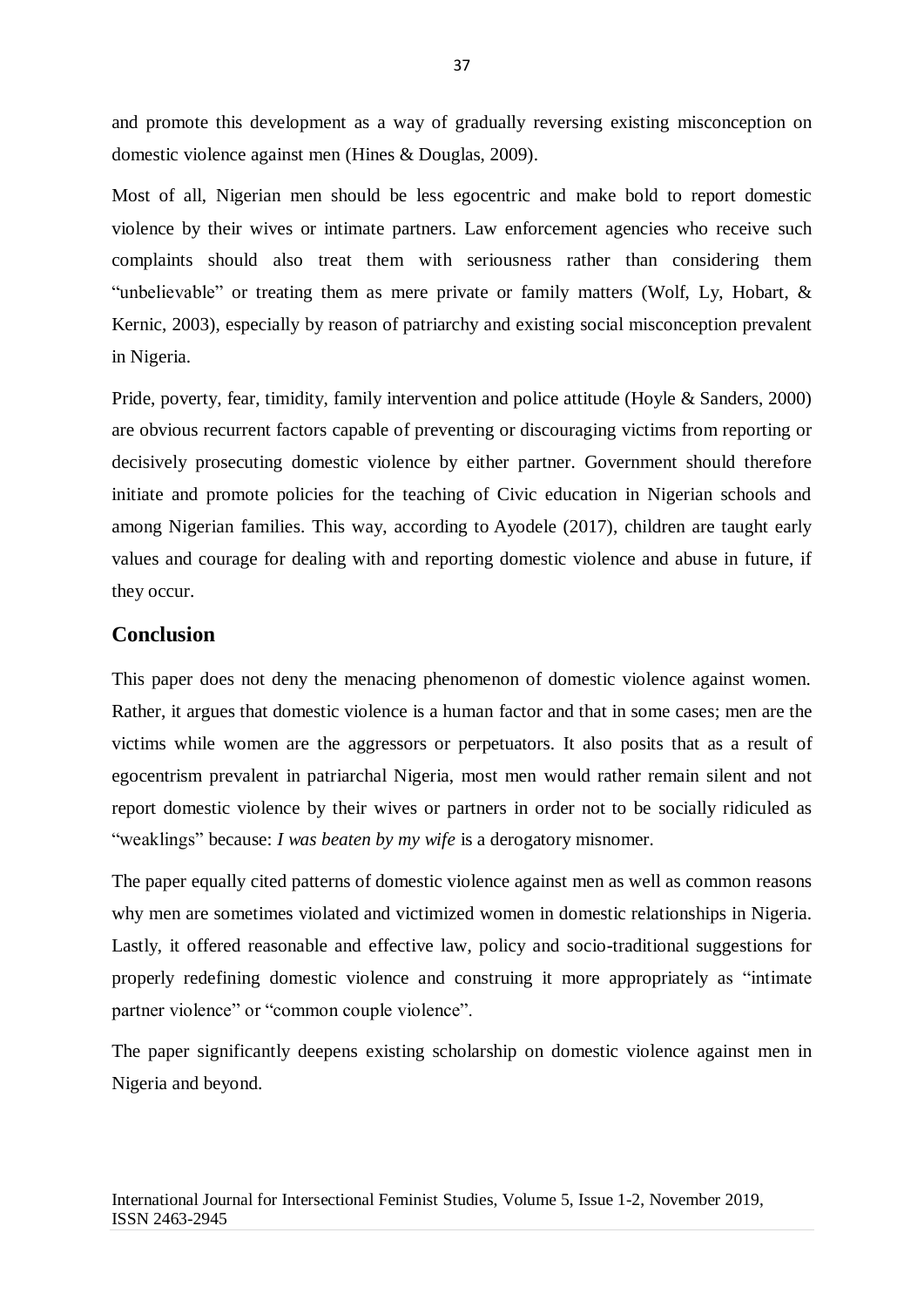and promote this development as a way of gradually reversing existing misconception on domestic violence against men (Hines & Douglas, 2009).

Most of all, Nigerian men should be less egocentric and make bold to report domestic violence by their wives or intimate partners. Law enforcement agencies who receive such complaints should also treat them with seriousness rather than considering them "unbelievable" or treating them as mere private or family matters (Wolf, Ly, Hobart, & Kernic, 2003), especially by reason of patriarchy and existing social misconception prevalent in Nigeria.

Pride, poverty, fear, timidity, family intervention and police attitude (Hoyle & Sanders, 2000) are obvious recurrent factors capable of preventing or discouraging victims from reporting or decisively prosecuting domestic violence by either partner. Government should therefore initiate and promote policies for the teaching of Civic education in Nigerian schools and among Nigerian families. This way, according to Ayodele (2017), children are taught early values and courage for dealing with and reporting domestic violence and abuse in future, if they occur.

## Conclusion

This paper does not deny the menacing phenomenon of domestic violence against women. Rather, it argues that domestic violence is a human factor and that in some cases; men are the victims while women are the aggressors or perpetuators. It also posits that as a result of egocentrism prevalent in patriarchal Nigeria, most men would rather remain silent and not report domestic violence by their wives or partners in order not to be socially ridiculed as "weaklings" because: *I was beaten by my wife* is a derogatory misnomer.

The paper equally cited patterns of domestic violence against men as well as common reasons why men are sometimes violated and victimized women in domestic relationships in Nigeria. Lastly, it offered reasonable and effective law, policy and socio-traditional suggestions for properly redefining domestic violence and construing it more appropriately as "intimate partner violence" or "common couple violence".

The paper significantly deepens existing scholarship on domestic violence against men in Nigeria and beyond.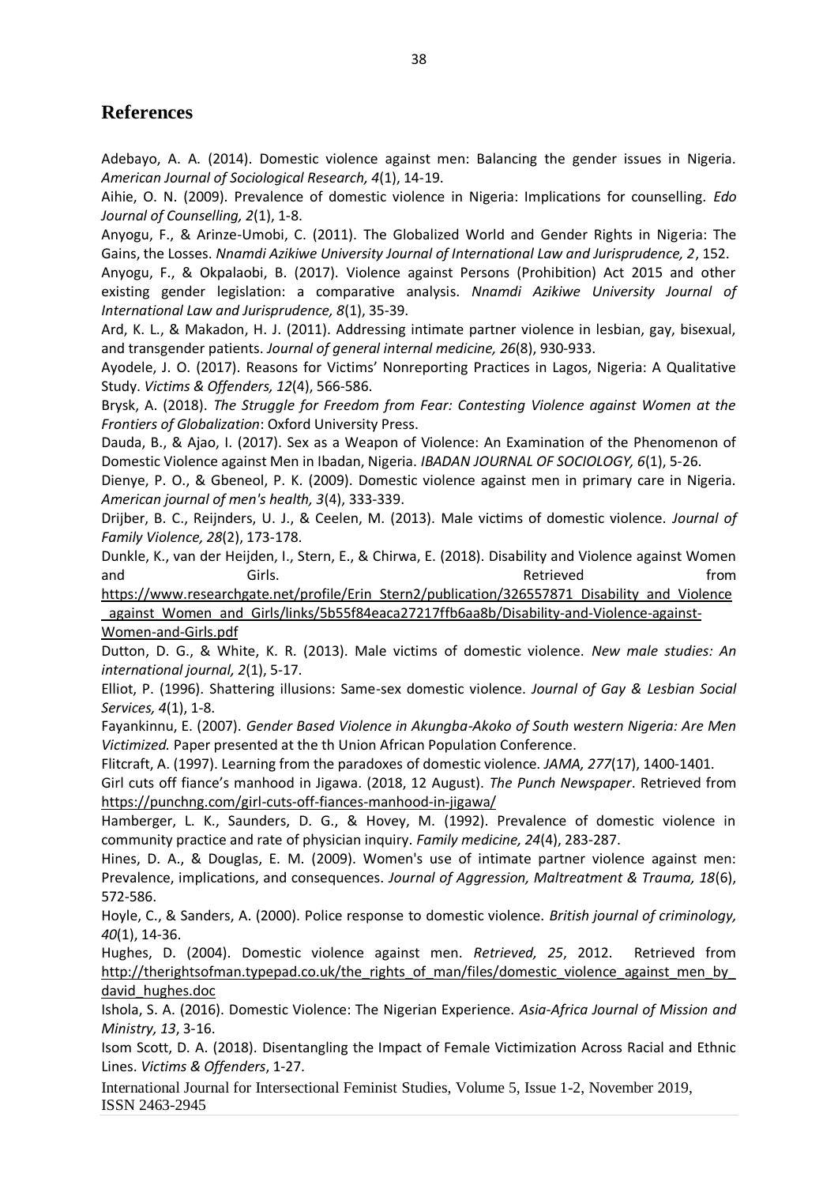## References

Adebayo, A. A. (2014). Domestic violence against men: Balancing the gender issues in Nigeria. *American Journal of Sociological Research, 4*(1), 14-19.

Aihie, O. N. (2009). Prevalence of domestic violence in Nigeria: Implications for counselling. *Edo Journal of Counselling, 2*(1), 1-8.

Anyogu, F., & Arinze-Umobi, C. (2011). The Globalized World and Gender Rights in Nigeria: The Gains, the Losses. *Nnamdi Azikiwe University Journal of International Law and Jurisprudence, 2*, 152.

Anyogu, F., & Okpalaobi, B. (2017). Violence against Persons (Prohibition) Act 2015 and other existing gender legislation: a comparative analysis. *Nnamdi Azikiwe University Journal of International Law and Jurisprudence, 8*(1), 35-39.

Ard, K. L., & Makadon, H. J. (2011). Addressing intimate partner violence in lesbian, gay, bisexual, and transgender patients. *Journal of general internal medicine, 26*(8), 930-933.

Ayodele, J. O. (2017). Reasons for Victims' Nonreporting Practices in Lagos, Nigeria: A Qualitative Study. *Victims & Offenders, 12*(4), 566-586.

Brysk, A. (2018). *The Struggle for Freedom from Fear: Contesting Violence against Women at the Frontiers of Globalization*: Oxford University Press.

Dauda, B., & Ajao, I. (2017). Sex as a Weapon of Violence: An Examination of the Phenomenon of Domestic Violence against Men in Ibadan, Nigeria. *IBADAN JOURNAL OF SOCIOLOGY, 6*(1), 5-26.

Dienye, P. O., & Gbeneol, P. K. (2009). Domestic violence against men in primary care in Nigeria. *American journal of men's health, 3*(4), 333-339.

Drijber, B. C., Reijnders, U. J., & Ceelen, M. (2013). Male victims of domestic violence. *Journal of Family Violence, 28*(2), 173-178.

Dunkle, K., van der Heijden, I., Stern, E., & Chirwa, E. (2018). Disability and Violence against Women and Girls. Retrieved from https://www.researchgate.net/profile/Erin_Stern2/publication/326557871_Disability_and_Violence_against_Women_and_Girls/links/5b55f84eaca27217ffb6aa8b/Disability-and-Violence-against-Women-and-Girls.pdf

Dutton, D. G., & White, K. R. (2013). Male victims of domestic violence. *New male studies: An international journal, 2*(1), 5-17.

Elliot, P. (1996). Shattering illusions: Same-sex domestic violence. *Journal of Gay & Lesbian Social Services, 4*(1), 1-8.

Fayankinnu, E. (2007). *Gender Based Violence in Akungba-Akoko of South western Nigeria: Are Men Victimized.* Paper presented at the th Union African Population Conference.

Flitcraft, A. (1997). Learning from the paradoxes of domestic violence. *JAMA, 277*(17), 1400-1401.

Girl cuts off fiance's manhood in Jigawa. (2018, 12 August). *The Punch Newspaper*. Retrieved from https://punchng.com/girl-cuts-off-fiances-manhood-in-jigawa/

Hamberger, L. K., Saunders, D. G., & Hovey, M. (1992). Prevalence of domestic violence in community practice and rate of physician inquiry. *Family medicine, 24*(4), 283-287.

Hines, D. A., & Douglas, E. M. (2009). Women's use of intimate partner violence against men: Prevalence, implications, and consequences. *Journal of Aggression, Maltreatment & Trauma, 18*(6), 572-586.

Hoyle, C., & Sanders, A. (2000). Police response to domestic violence. *British journal of criminology, 40*(1), 14-36.

Hughes, D. (2004). Domestic violence against men. *Retrieved, 25*, 2012. Retrieved from http://therightsofman.typepad.co.uk/the_rights_of_man/files/domestic_violence_against_men_by_david_hughes.doc

Ishola, S. A. (2016). Domestic Violence: The Nigerian Experience. *Asia-Africa Journal of Mission and Ministry, 13*, 3-16.

Isom Scott, D. A. (2018). Disentangling the Impact of Female Victimization Across Racial and Ethnic Lines. *Victims & Offenders*, 1-27.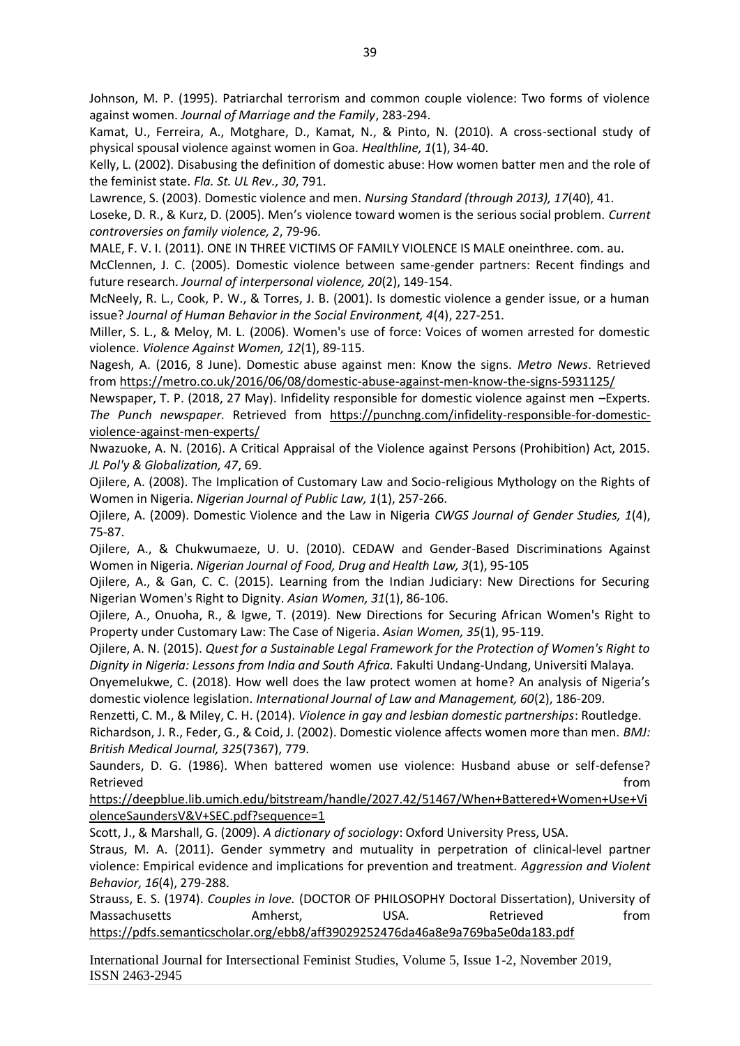Johnson, M. P. (1995). Patriarchal terrorism and common couple violence: Two forms of violence against women. *Journal of Marriage and the Family*, 283-294.

Kamat, U., Ferreira, A., Motghare, D., Kamat, N., & Pinto, N. (2010). A cross-sectional study of physical spousal violence against women in Goa. *Healthline, 1*(1), 34-40.

Kelly, L. (2002). Disabusing the definition of domestic abuse: How women batter men and the role of the feminist state. *Fla. St. UL Rev., 30*, 791.

Lawrence, S. (2003). Domestic violence and men. *Nursing Standard (through 2013), 17*(40), 41.

Loseke, D. R., & Kurz, D. (2005). Men's violence toward women is the serious social problem. *Current controversies on family violence, 2*, 79-96.

MALE, F. V. I. (2011). ONE IN THREE VICTIMS OF FAMILY VIOLENCE IS MALE oneinthree. com. au.

McClennen, J. C. (2005). Domestic violence between same-gender partners: Recent findings and future research. *Journal of interpersonal violence, 20*(2), 149-154.

McNeely, R. L., Cook, P. W., & Torres, J. B. (2001). Is domestic violence a gender issue, or a human issue? *Journal of Human Behavior in the Social Environment, 4*(4), 227-251.

Miller, S. L., & Meloy, M. L. (2006). Women's use of force: Voices of women arrested for domestic violence. *Violence Against Women, 12*(1), 89-115.

Nagesh, A. (2016, 8 June). Domestic abuse against men: Know the signs. *Metro News*. Retrieved from https://metro.co.uk/2016/06/08/domestic-abuse-against-men-know-the-signs-5931125/

Newspaper, T. P. (2018, 27 May). Infidelity responsible for domestic violence against men –Experts. *The Punch newspaper*. Retrieved from https://punchng.com/infidelity-responsible-for-domestic-violence-against-men-experts/

Nwazuoke, A. N. (2016). A Critical Appraisal of the Violence against Persons (Prohibition) Act, 2015. *JL Pol'y & Globalization, 47*, 69.

Ojilere, A. (2008). The Implication of Customary Law and Socio-religious Mythology on the Rights of Women in Nigeria. *Nigerian Journal of Public Law, 1*(1), 257-266.

Ojilere, A. (2009). Domestic Violence and the Law in Nigeria *CWGS Journal of Gender Studies, 1*(4), 75-87.

Ojilere, A., & Chukwumaeze, U. U. (2010). CEDAW and Gender-Based Discriminations Against Women in Nigeria. *Nigerian Journal of Food, Drug and Health Law, 3*(1), 95-105

Ojilere, A., & Gan, C. C. (2015). Learning from the Indian Judiciary: New Directions for Securing Nigerian Women's Right to Dignity. *Asian Women, 31*(1), 86-106.

Ojilere, A., Onuoha, R., & Igwe, T. (2019). New Directions for Securing African Women's Right to Property under Customary Law: The Case of Nigeria. *Asian Women, 35*(1), 95-119.

Ojilere, A. N. (2015). *Quest for a Sustainable Legal Framework for the Protection of Women's Right to Dignity in Nigeria: Lessons from India and South Africa.* Fakulti Undang-Undang, Universiti Malaya.

Onyemelukwe, C. (2018). How well does the law protect women at home? An analysis of Nigeria's domestic violence legislation. *International Journal of Law and Management, 60*(2), 186-209.

Renzetti, C. M., & Miley, C. H. (2014). *Violence in gay and lesbian domestic partnerships*: Routledge.

Richardson, J. R., Feder, G., & Coid, J. (2002). Domestic violence affects women more than men. *BMJ: British Medical Journal, 325*(7367), 779.

Saunders, D. G. (1986). When battered women use violence: Husband abuse or self-defense? Retrieved from https://deepblue.lib.umich.edu/bitstream/handle/2027.42/51467/When+Battered+Women+Use+ViolenceSaundersV&V+SEC.pdf?sequence=1

Scott, J., & Marshall, G. (2009). *A dictionary of sociology*: Oxford University Press, USA.

Straus, M. A. (2011). Gender symmetry and mutuality in perpetration of clinical-level partner violence: Empirical evidence and implications for prevention and treatment. *Aggression and Violent Behavior, 16*(4), 279-288.

Strauss, E. S. (1974). *Couples in love.* (DOCTOR OF PHILOSOPHY Doctoral Dissertation), University of Massachusetts Amherst, USA. Retrieved from https://pdfs.semanticscholar.org/ebb8/aff39029252476da46a8e9a769ba5e0da183.pdf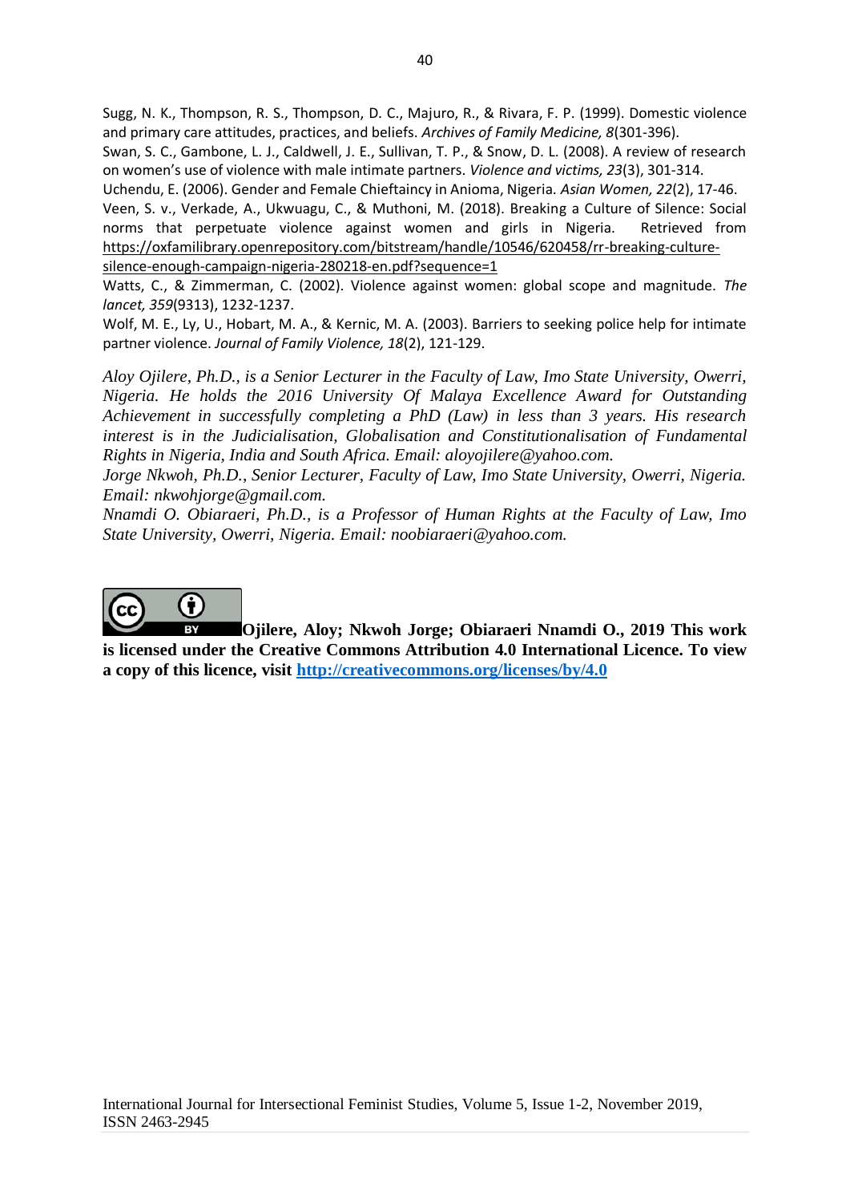Sugg, N. K., Thompson, R. S., Thompson, D. C., Majuro, R., & Rivara, F. P. (1999). Domestic violence and primary care attitudes, practices, and beliefs. *Archives of Family Medicine, 8*(301-396).

Swan, S. C., Gambone, L. J., Caldwell, J. E., Sullivan, T. P., & Snow, D. L. (2008). A review of research on women's use of violence with male intimate partners. *Violence and victims, 23*(3), 301-314.

Uchendu, E. (2006). Gender and Female Chieftaincy in Anioma, Nigeria. *Asian Women, 22*(2), 17-46.

Veen, S. v., Verkade, A., Ukwuagu, C., & Muthoni, M. (2018). Breaking a Culture of Silence: Social norms that perpetuate violence against women and girls in Nigeria. Retrieved from https://oxfamilibrary.openrepository.com/bitstream/handle/10546/620458/rr-breaking-culture-silence-enough-campaign-nigeria-280218-en.pdf?sequence=1

Watts, C., & Zimmerman, C. (2002). Violence against women: global scope and magnitude. *The lancet, 359*(9313), 1232-1237.

Wolf, M. E., Ly, U., Hobart, M. A., & Kernic, M. A. (2003). Barriers to seeking police help for intimate partner violence. *Journal of Family Violence, 18*(2), 121-129.

*Aloy Ojilere, Ph.D., is a Senior Lecturer in the Faculty of Law, Imo State University, Owerri, Nigeria. He holds the 2016 University Of Malaya Excellence Award for Outstanding Achievement in successfully completing a PhD (Law) in less than 3 years. His research interest is in the Judicialisation, Globalisation and Constitutionalisation of Fundamental Rights in Nigeria, India and South Africa. Email: aloyojilere@yahoo.com.*

*Jorge Nkwoh, Ph.D., Senior Lecturer, Faculty of Law, Imo State University, Owerri, Nigeria. Email: nkwohjorge@gmail.com.*

*Nnamdi O. Obiaraeri, Ph.D., is a Professor of Human Rights at the Faculty of Law, Imo State University, Owerri, Nigeria. Email: noobiaraeri@yahoo.com.*

**Ojilere, Aloy; Nkwoh Jorge; Obiaraeri Nnamdi O., 2019 This work is licensed under the Creative Commons Attribution 4.0 International Licence. To view a copy of this licence, visit [http://creativecommons.org/licenses/by/4.0](http://creativecommons.org/licenses/by/4.0)**